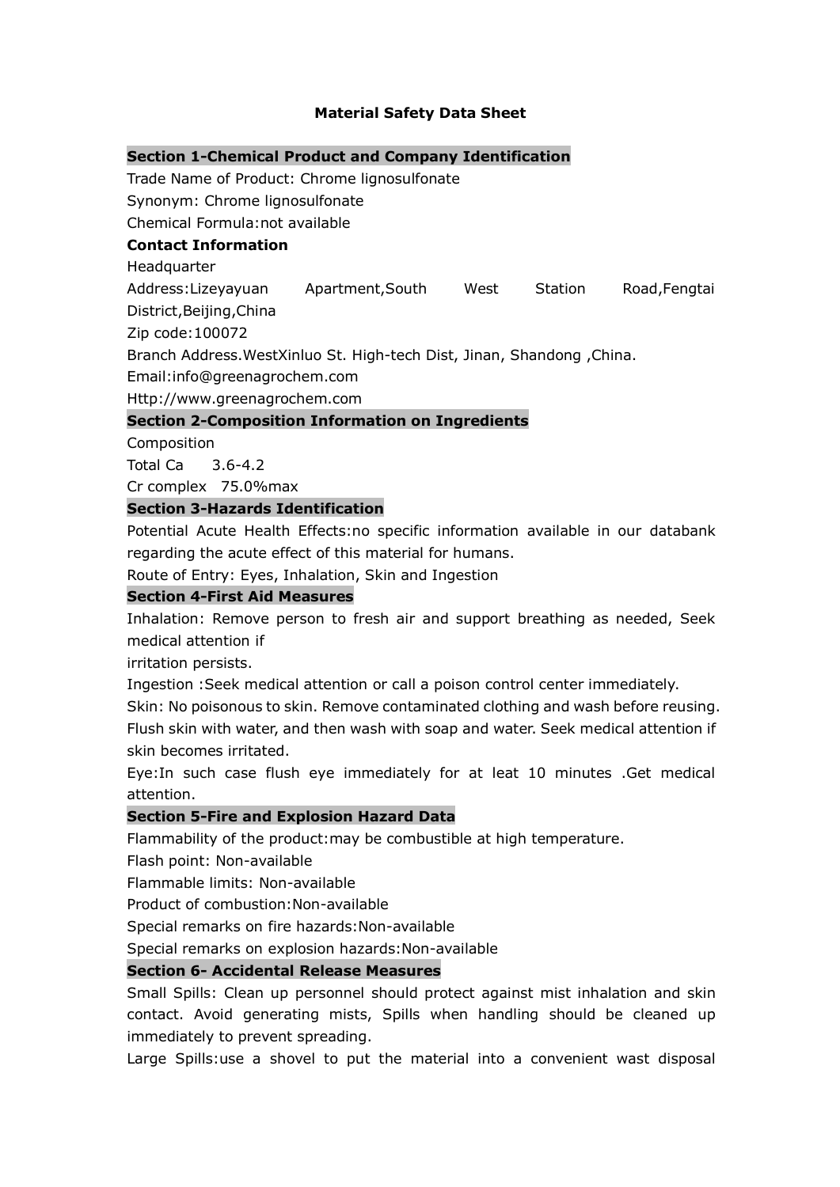# Material Safety Data Sheet

## Section 1-Chemical Product and Company Identification

Trade Name of Product: Chrome lignosulfonate

Synonym: Chrome lignosulfonate

Chemical Formula:not available

**Contact Information**

Headquarter

Address:Lizeyayuan Apartment,South West Station Road,Fengtai District,Beijing,China

Zip code:100072

Branch Address.WestXinluo St. High-tech Dist, Jinan, Shandong ,China.

Email:info@greenagrochem.com

Http://www.greenagrochem.com

## Section 2-Composition Information on Ingredients

Composition

Total Ca 3.6-4.2

Cr complex 75.0%max

## Section 3-Hazards Identification

Potential Acute Health Effects:no specific information available in our databank regarding the acute effect of this material for humans.

Route of Entry: Eyes, Inhalation, Skin and Ingestion

## Section 4-First Aid Measures

Inhalation: Remove person to fresh air and support breathing as needed, Seek medical attention if irritation persists.

Ingestion :Seek medical attention or call a poison control center immediately.

Skin: No poisonous to skin. Remove contaminated clothing and wash before reusing. Flush skin with water, and then wash with soap and water. Seek medical attention if skin becomes irritated.

Eye:In such case flush eye immediately for at leat 10 minutes .Get medical attention.

## Section 5-Fire and Explosion Hazard Data

Flammability of the product:may be combustible at high temperature.

Flash point: Non-available

Flammable limits: Non-available

Product of combustion:Non-available

Special remarks on fire hazards:Non-available

Special remarks on explosion hazards:Non-available

## Section 6- Accidental Release Measures

Small Spills: Clean up personnel should protect against mist inhalation and skin contact. Avoid generating mists, Spills when handling should be cleaned up immediately to prevent spreading.

Large Spills:use a shovel to put the material into a convenient wast disposal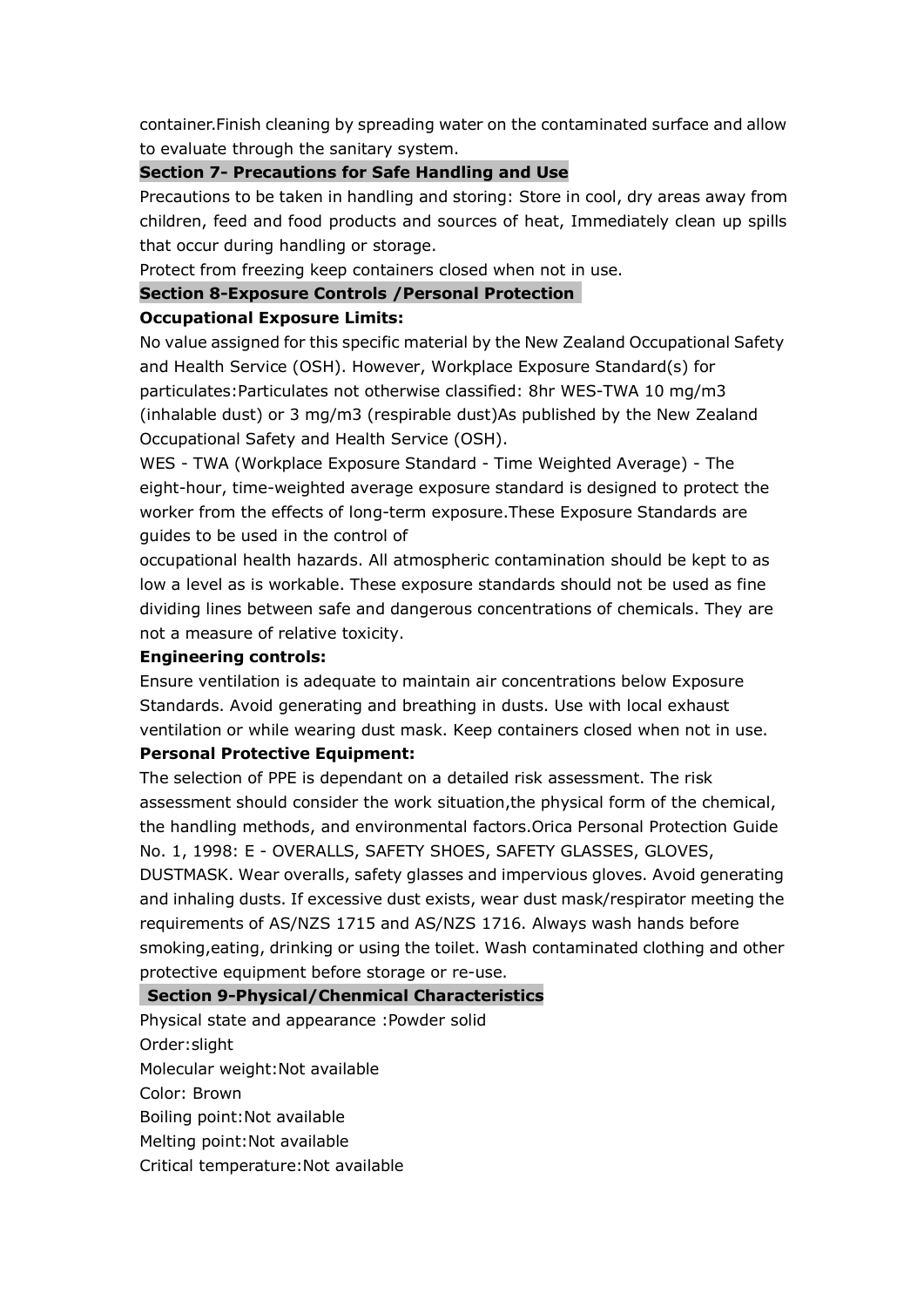container.Finish cleaning by spreading water on the contaminated surface and allow to evaluate through the sanitary system.

## Section 7- Precautions for Safe Handling and Use

Precautions to be taken in handling and storing: Store in cool, dry areas away from children, feed and food products and sources of heat, Immediately clean up spills that occur during handling or storage.

Protect from freezing keep containers closed when not in use.

## Section 8-Exposure Controls /Personal Protection

**Occupational Exposure Limits:**

No value assigned for this specific material by the New Zealand Occupational Safety and Health Service (OSH). However, Workplace Exposure Standard(s) for particulates:Particulates not otherwise classified: 8hr WES-TWA 10 mg/m3 (inhalable dust) or 3 mg/m3 (respirable dust)As published by the New Zealand Occupational Safety and Health Service (OSH).

WES - TWA (Workplace Exposure Standard - Time Weighted Average) - The eight-hour, time-weighted average exposure standard is designed to protect the worker from the effects of long-term exposure.These Exposure Standards are guides to be used in the control of occupational health hazards. All atmospheric contamination should be kept to as low a level as is workable. These exposure standards should not be used as fine dividing lines between safe and dangerous concentrations of chemicals. They are not a measure of relative toxicity.

**Engineering controls:**

Ensure ventilation is adequate to maintain air concentrations below Exposure Standards. Avoid generating and breathing in dusts. Use with local exhaust ventilation or while wearing dust mask. Keep containers closed when not in use.

**Personal Protective Equipment:**

The selection of PPE is dependant on a detailed risk assessment. The risk assessment should consider the work situation,the physical form of the chemical, the handling methods, and environmental factors.Orica Personal Protection Guide No. 1, 1998: E - OVERALLS, SAFETY SHOES, SAFETY GLASSES, GLOVES, DUSTMASK. Wear overalls, safety glasses and impervious gloves. Avoid generating and inhaling dusts. If excessive dust exists, wear dust mask/respirator meeting the requirements of AS/NZS 1715 and AS/NZS 1716. Always wash hands before smoking,eating, drinking or using the toilet. Wash contaminated clothing and other protective equipment before storage or re-use.

## Section 9-Physical/Chenmical Characteristics

Physical state and appearance :Powder solid

Order:slight

Molecular weight:Not available

Color: Brown

Boiling point:Not available

Melting point:Not available

Critical temperature:Not available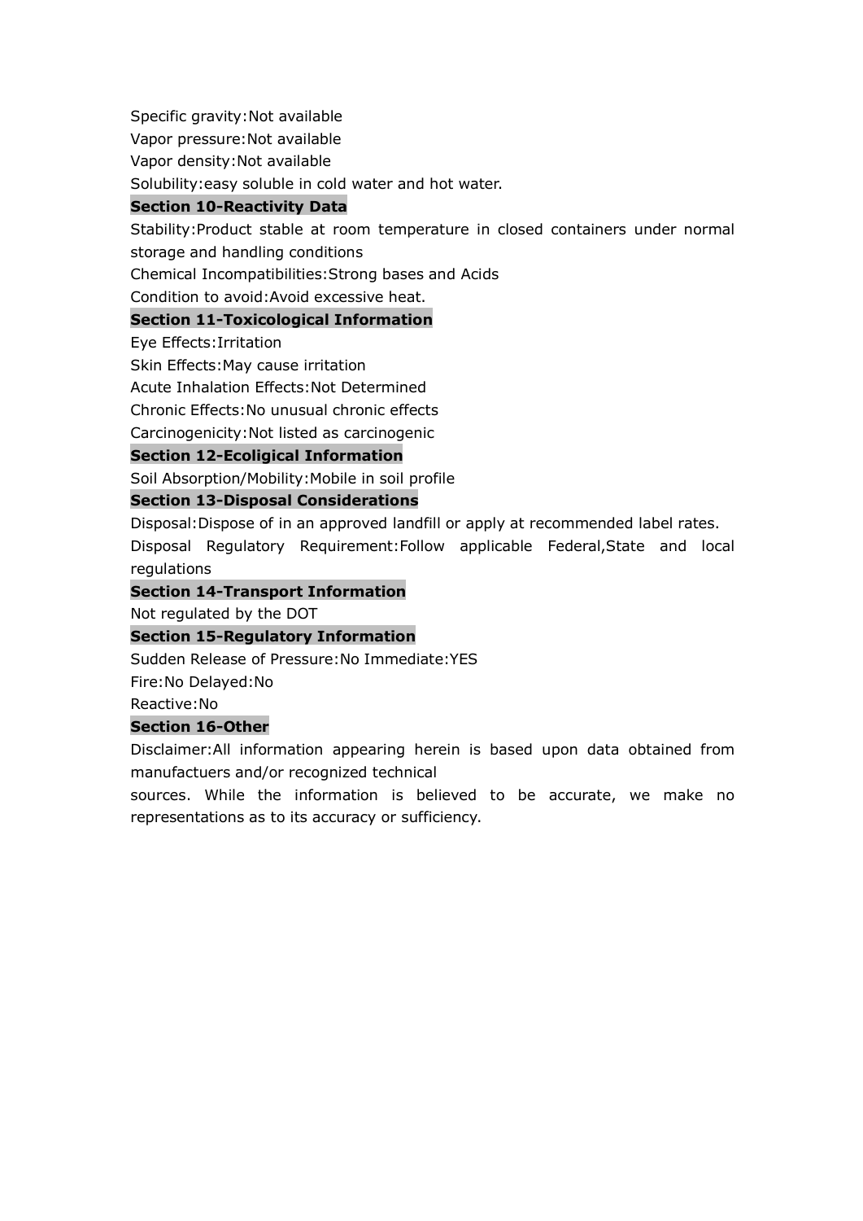Specific gravity:Not available

Vapor pressure:Not available

Vapor density:Not available

Solubility:easy soluble in cold water and hot water.

## Section 10-Reactivity Data

Stability:Product stable at room temperature in closed containers under normal storage and handling conditions

Chemical Incompatibilities:Strong bases and Acids

Condition to avoid:Avoid excessive heat.

## Section 11-Toxicological Information

Eye Effects:Irritation

Skin Effects:May cause irritation

Acute Inhalation Effects:Not Determined

Chronic Effects:No unusual chronic effects

Carcinogenicity:Not listed as carcinogenic

## Section 12-Ecoligical Information

Soil Absorption/Mobility:Mobile in soil profile

## Section 13-Disposal Considerations

Disposal:Dispose of in an approved landfill or apply at recommended label rates.

Disposal Regulatory Requirement:Follow applicable Federal,State and local regulations

## Section 14-Transport Information

Not regulated by the DOT

## Section 15-Regulatory Information

Sudden Release of Pressure:No Immediate:YES

Fire:No Delayed:No

Reactive:No

## Section 16-Other

Disclaimer:All information appearing herein is based upon data obtained from manufactuers and/or recognized technical sources. While the information is believed to be accurate, we make no representations as to its accuracy or sufficiency.